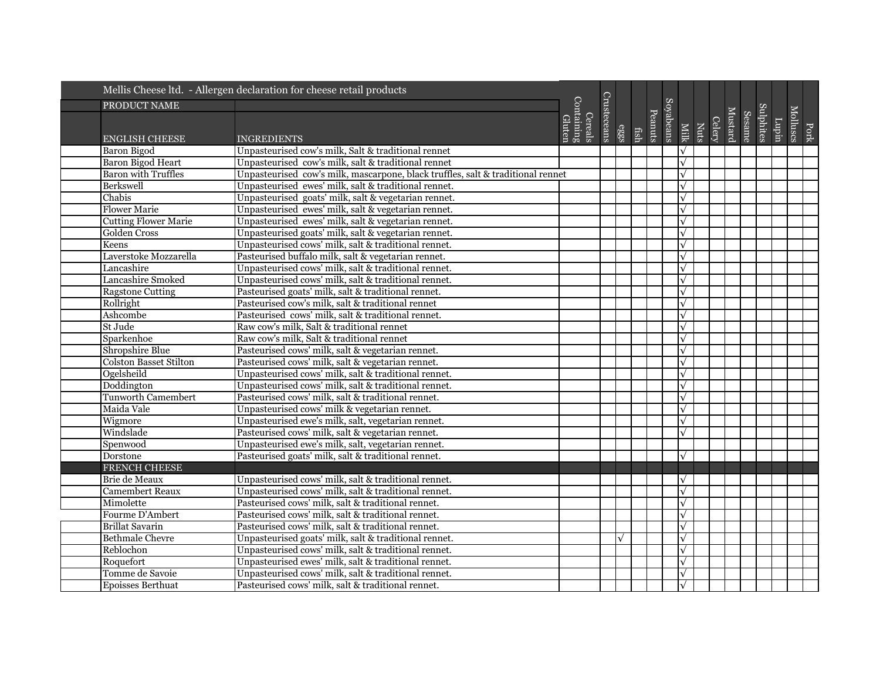Mellis Cheese ltd. - Allergen declaration for cheese retail products

| PRODUCT NAME | | Cereals Containing Gluten | Crusteceans | eggs | fish | Peanuts | Soyabeans | Milk | Nuts | Celery | Mustard | Sesame | Sulphites | Lupin | Molluscs | Pork |
|---|---|---|---|---|---|---|---|---|---|---|---|---|---|---|---|---|
| ENGLISH CHEESE | INGREDIENTS | | | | | | | | | | | | | | | |
| Baron Bigod | Unpasteurised cow's milk, Salt & traditional rennet | | | | | | | √ | | | | | | | | |
| Baron Bigod Heart | Unpasteurised cow's milk, salt & traditional rennet | | | | | | | √ | | | | | | | | |
| Baron with Truffles | Unpasteurised cow's milk, mascarpone, black truffles, salt & traditional rennet | | | | | | | √ | | | | | | | | |
| Berkswell | Unpasteurised ewes' milk, salt & traditional rennet. | | | | | | | √ | | | | | | | | |
| Chabis | Unpasteurised goats' milk, salt & vegetarian rennet. | | | | | | | √ | | | | | | | | |
| Flower Marie | Unpasteurised ewes' milk, salt & vegetarian rennet. | | | | | | | √ | | | | | | | | |
| Cutting Flower Marie | Unpasteurised ewes' milk, salt & vegetarian rennet. | | | | | | | √ | | | | | | | | |
| Golden Cross | Unpasteurised goats' milk, salt & vegetarian rennet. | | | | | | | √ | | | | | | | | |
| Keens | Unpasteurised cows' milk, salt & traditional rennet. | | | | | | | √ | | | | | | | | |
| Laverstoke Mozzarella | Pasteurised buffalo milk, salt & vegetarian rennet. | | | | | | | √ | | | | | | | | |
| Lancashire | Unpasteurised cows' milk, salt & traditional rennet. | | | | | | | √ | | | | | | | | |
| Lancashire Smoked | Unpasteurised cows' milk, salt & traditional rennet. | | | | | | | √ | | | | | | | | |
| Ragstone Cutting | Pasteurised goats' milk, salt & traditional rennet. | | | | | | | √ | | | | | | | | |
| Rollright | Pasteurised cow's milk, salt & traditional rennet | | | | | | | √ | | | | | | | | |
| Ashcombe | Pasteurised cows' milk, salt & traditional rennet. | | | | | | | √ | | | | | | | | |
| St Jude | Raw cow's milk, Salt & traditional rennet | | | | | | | √ | | | | | | | | |
| Sparkenhoe | Raw cow's milk, Salt & traditional rennet | | | | | | | √ | | | | | | | | |
| Shropshire Blue | Pasteurised cows' milk, salt & vegetarian rennet. | | | | | | | √ | | | | | | | | |
| Colston Basset Stilton | Pasteurised cows' milk, salt & vegetarian rennet. | | | | | | | √ | | | | | | | | |
| Ogelsheild | Unpasteurised cows' milk, salt & traditional rennet. | | | | | | | √ | | | | | | | | |
| Doddington | Unpasteurised cows' milk, salt & traditional rennet. | | | | | | | √ | | | | | | | | |
| Tunworth Camembert | Pasteurised cows' milk, salt & traditional rennet. | | | | | | | √ | | | | | | | | |
| Maida Vale | Unpasteurised cows' milk & vegetarian rennet. | | | | | | | √ | | | | | | | | |
| Wigmore | Unpasteurised ewe's milk, salt, vegetarian rennet. | | | | | | | √ | | | | | | | | |
| Windslade | Pasteurised cows' milk, salt & vegetarian rennet. | | | | | | | √ | | | | | | | | |
| Spenwood | Unpasteurised ewe's milk, salt, vegetarian rennet. | | | | | | | | | | | | | | | |
| Dorstone | Pasteurised goats' milk, salt & traditional rennet. | | | | | | | √ | | | | | | | | |
| FRENCH CHEESE | | | | | | | | | | | | | | | | |
| Brie de Meaux | Unpasteurised cows' milk, salt & traditional rennet. | | | | | | | √ | | | | | | | | |
| Camembert Reaux | Unpasteurised cows' milk, salt & traditional rennet. | | | | | | | √ | | | | | | | | |
| Mimolette | Pasteurised cows' milk, salt & traditional rennet. | | | | | | | √ | | | | | | | | |
| Fourme D'Ambert | Pasteurised cows' milk, salt & traditional rennet. | | | | | | | √ | | | | | | | | |
| Brillat Savarin | Pasteurised cows' milk, salt & traditional rennet. | | | | | | | √ | | | | | | | | |
| Bethmale Chevre | Unpasteurised goats' milk, salt & traditional rennet. | | | √ | | | | √ | | | | | | | | |
| Reblochon | Unpasteurised cows' milk, salt & traditional rennet. | | | | | | | √ | | | | | | | | |
| Roquefort | Unpasteurised ewes' milk, salt & traditional rennet. | | | | | | | √ | | | | | | | | |
| Tomme de Savoie | Unpasteurised cows' milk, salt & traditional rennet. | | | | | | | √ | | | | | | | | |
| Epoisses Berthuat | Pasteurised cows' milk, salt & traditional rennet. | | | | | | | √ | | | | | | | | |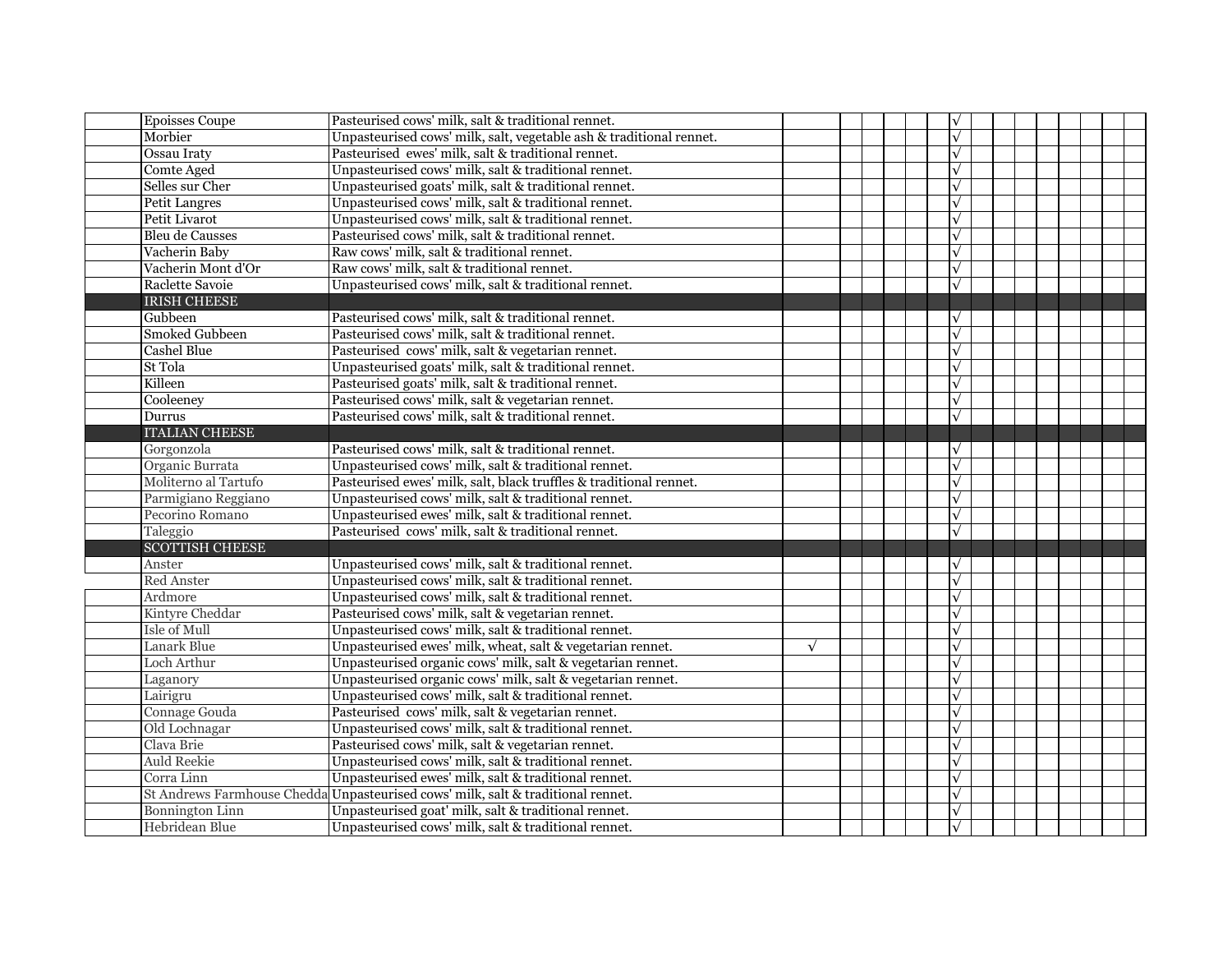| | | | | | | | | | | | | | | | | | |
|---|---|---|---|---|---|---|---|---|---|---|---|---|---|---|---|---|---|
| | Epoisses Coupe | Pasteurised cows' milk, salt & traditional rennet. | | | | | | | √ | | | | | | | | |
| | Morbier | Unpasteurised cows' milk, salt, vegetable ash & traditional rennet. | | | | | | | √ | | | | | | | | |
| | Ossau Iraty | Pasteurised ewes' milk, salt & traditional rennet. | | | | | | | √ | | | | | | | | |
| | Comte Aged | Unpasteurised cows' milk, salt & traditional rennet. | | | | | | | √ | | | | | | | | |
| | Selles sur Cher | Unpasteurised goats' milk, salt & traditional rennet. | | | | | | | √ | | | | | | | | |
| | Petit Langres | Unpasteurised cows' milk, salt & traditional rennet. | | | | | | | √ | | | | | | | | |
| | Petit Livarot | Unpasteurised cows' milk, salt & traditional rennet. | | | | | | | √ | | | | | | | | |
| | Bleu de Causses | Pasteurised cows' milk, salt & traditional rennet. | | | | | | | √ | | | | | | | | |
| | Vacherin Baby | Raw cows' milk, salt & traditional rennet. | | | | | | | √ | | | | | | | | |
| | Vacherin Mont d'Or | Raw cows' milk, salt & traditional rennet. | | | | | | | √ | | | | | | | | |
| | Raclette Savoie | Unpasteurised cows' milk, salt & traditional rennet. | | | | | | | √ | | | | | | | | |
| | IRISH CHEESE | | | | | | | | | | | | | | | | |
| | Gubbeen | Pasteurised cows' milk, salt & traditional rennet. | | | | | | | √ | | | | | | | | |
| | Smoked Gubbeen | Pasteurised cows' milk, salt & traditional rennet. | | | | | | | √ | | | | | | | | |
| | Cashel Blue | Pasteurised cows' milk, salt & vegetarian rennet. | | | | | | | √ | | | | | | | | |
| | St Tola | Unpasteurised goats' milk, salt & traditional rennet. | | | | | | | √ | | | | | | | | |
| | Killeen | Pasteurised goats' milk, salt & traditional rennet. | | | | | | | √ | | | | | | | | |
| | Cooleeney | Pasteurised cows' milk, salt & vegetarian rennet. | | | | | | | √ | | | | | | | | |
| | Durrus | Pasteurised cows' milk, salt & traditional rennet. | | | | | | | √ | | | | | | | | |
| | ITALIAN CHEESE | | | | | | | | | | | | | | | | |
| | Gorgonzola | Pasteurised cows' milk, salt & traditional rennet. | | | | | | | √ | | | | | | | | |
| | Organic Burrata | Unpasteurised cows' milk, salt & traditional rennet. | | | | | | | √ | | | | | | | | |
| | Moliterno al Tartufo | Pasteurised ewes' milk, salt, black truffles & traditional rennet. | | | | | | | √ | | | | | | | | |
| | Parmigiano Reggiano | Unpasteurised cows' milk, salt & traditional rennet. | | | | | | | √ | | | | | | | | |
| | Pecorino Romano | Unpasteurised ewes' milk, salt & traditional rennet. | | | | | | | √ | | | | | | | | |
| | Taleggio | Pasteurised cows' milk, salt & traditional rennet. | | | | | | | √ | | | | | | | | |
| | SCOTTISH CHEESE | | | | | | | | | | | | | | | | |
| | Anster | Unpasteurised cows' milk, salt & traditional rennet. | | | | | | | √ | | | | | | | | |
| | Red Anster | Unpasteurised cows' milk, salt & traditional rennet. | | | | | | | √ | | | | | | | | |
| | Ardmore | Unpasteurised cows' milk, salt & traditional rennet. | | | | | | | √ | | | | | | | | |
| | Kintyre Cheddar | Pasteurised cows' milk, salt & vegetarian rennet. | | | | | | | √ | | | | | | | | |
| | Isle of Mull | Unpasteurised cows' milk, salt & traditional rennet. | | | | | | | √ | | | | | | | | |
| | Lanark Blue | Unpasteurised ewes' milk, wheat, salt & vegetarian rennet. | √ | | | | | | √ | | | | | | | | |
| | Loch Arthur | Unpasteurised organic cows' milk, salt & vegetarian rennet. | | | | | | | √ | | | | | | | | |
| | Laganory | Unpasteurised organic cows' milk, salt & vegetarian rennet. | | | | | | | √ | | | | | | | | |
| | Lairigru | Unpasteurised cows' milk, salt & traditional rennet. | | | | | | | √ | | | | | | | | |
| | Connage Gouda | Pasteurised cows' milk, salt & vegetarian rennet. | | | | | | | √ | | | | | | | | |
| | Old Lochnagar | Unpasteurised cows' milk, salt & traditional rennet. | | | | | | | √ | | | | | | | | |
| | Clava Brie | Pasteurised cows' milk, salt & vegetarian rennet. | | | | | | | √ | | | | | | | | |
| | Auld Reekie | Unpasteurised cows' milk, salt & traditional rennet. | | | | | | | √ | | | | | | | | |
| | Corra Linn | Unpasteurised ewes' milk, salt & traditional rennet. | | | | | | | √ | | | | | | | | |
| | St Andrews Farmhouse Chedda | Unpasteurised cows' milk, salt & traditional rennet. | | | | | | | √ | | | | | | | | |
| | Bonnington Linn | Unpasteurised goat' milk, salt & traditional rennet. | | | | | | | √ | | | | | | | | |
| | Hebridean Blue | Unpasteurised cows' milk, salt & traditional rennet. | | | | | | | √ | | | | | | | | |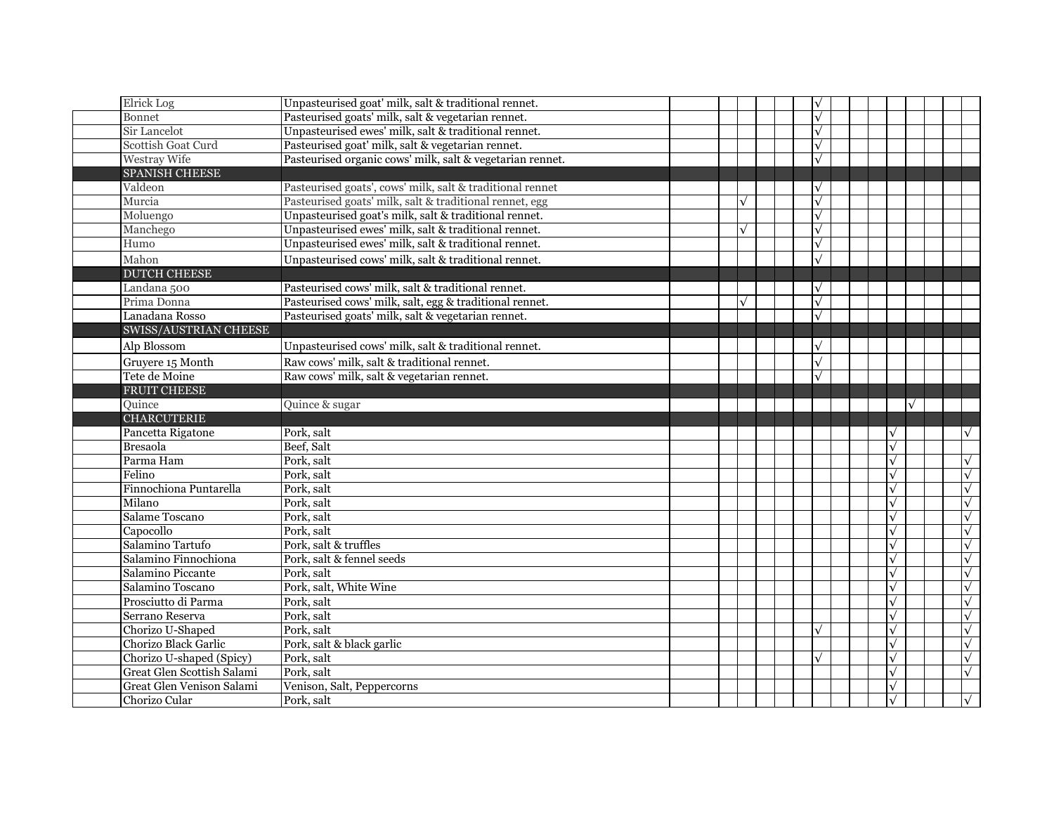| | | | | | | | | | | | | | | | | | |
|---|---|---|---|---|---|---|---|---|---|---|---|---|---|---|---|---|---|
| | Elrick Log | Unpasteurised goat' milk, salt & traditional rennet. | | | | | | | √ | | | | | | | | |
| | Bonnet | Pasteurised goats' milk, salt & vegetarian rennet. | | | | | | | √ | | | | | | | | |
| | Sir Lancelot | Unpasteurised ewes' milk, salt & traditional rennet. | | | | | | | √ | | | | | | | | |
| | Scottish Goat Curd | Pasteurised goat' milk, salt & vegetarian rennet. | | | | | | | √ | | | | | | | | |
| | Westray Wife | Pasteurised organic cows' milk, salt & vegetarian rennet. | | | | | | | √ | | | | | | | | |
| | SPANISH CHEESE | | | | | | | | | | | | | | | | |
| | Valdeon | Pasteurised goats', cows' milk, salt & traditional rennet | | | | | | | √ | | | | | | | | |
| | Murcia | Pasteurised goats' milk, salt & traditional rennet, egg | | | √ | | | | √ | | | | | | | | |
| | Moluengo | Unpasteurised goat's milk, salt & traditional rennet. | | | | | | | √ | | | | | | | | |
| | Manchego | Unpasteurised ewes' milk, salt & traditional rennet. | | | √ | | | | √ | | | | | | | | |
| | Humo | Unpasteurised ewes' milk, salt & traditional rennet. | | | | | | | √ | | | | | | | | |
| | Mahon | Unpasteurised cows' milk, salt & traditional rennet. | | | | | | | √ | | | | | | | | |
| | DUTCH CHEESE | | | | | | | | | | | | | | | | |
| | Landana 500 | Pasteurised cows' milk, salt & traditional rennet. | | | | | | | √ | | | | | | | | |
| | Prima Donna | Pasteurised cows' milk, salt, egg & traditional rennet. | | | √ | | | | √ | | | | | | | | |
| | Lanadana Rosso | Pasteurised goats' milk, salt & vegetarian rennet. | | | | | | | √ | | | | | | | | |
| | SWISS/AUSTRIAN CHEESE | | | | | | | | | | | | | | | | |
| | Alp Blossom | Unpasteurised cows' milk, salt & traditional rennet. | | | | | | | √ | | | | | | | | |
| | Gruyere 15 Month | Raw cows' milk, salt & traditional rennet. | | | | | | | √ | | | | | | | | |
| | Tete de Moine | Raw cows' milk, salt & vegetarian rennet. | | | | | | | √ | | | | | | | | |
| | FRUIT CHEESE | | | | | | | | | | | | | | | | |
| | Quince | Quince & sugar | | | | | | | | | | | | √ | | | |
| | CHARCUTERIE | | | | | | | | | | | | | | | | |
| | Pancetta Rigatone | Pork, salt | | | | | | | | | | | √ | | | | √ |
| | Bresaola | Beef, Salt | | | | | | | | | | | √ | | | | |
| | Parma Ham | Pork, salt | | | | | | | | | | | √ | | | | √ |
| | Felino | Pork, salt | | | | | | | | | | | √ | | | | √ |
| | Finnochiona Puntarella | Pork, salt | | | | | | | | | | | √ | | | | √ |
| | Milano | Pork, salt | | | | | | | | | | | √ | | | | √ |
| | Salame Toscano | Pork, salt | | | | | | | | | | | √ | | | | √ |
| | Capocollo | Pork, salt | | | | | | | | | | | √ | | | | √ |
| | Salamino Tartufo | Pork, salt & truffles | | | | | | | | | | | √ | | | | √ |
| | Salamino Finnochiona | Pork, salt & fennel seeds | | | | | | | | | | | √ | | | | √ |
| | Salamino Piccante | Pork, salt | | | | | | | | | | | √ | | | | √ |
| | Salamino Toscano | Pork, salt, White Wine | | | | | | | | | | | √ | | | | √ |
| | Prosciutto di Parma | Pork, salt | | | | | | | | | | | √ | | | | √ |
| | Serrano Reserva | Pork, salt | | | | | | | | | | | √ | | | | √ |
| | Chorizo U-Shaped | Pork, salt | | | | | | | √ | | | | √ | | | | √ |
| | Chorizo Black Garlic | Pork, salt & black garlic | | | | | | | | | | | √ | | | | √ |
| | Chorizo U-shaped (Spicy) | Pork, salt | | | | | | | √ | | | | √ | | | | √ |
| | Great Glen Scottish Salami | Pork, salt | | | | | | | | | | | √ | | | | √ |
| | Great Glen Venison Salami | Venison, Salt, Peppercorns | | | | | | | | | | | √ | | | | |
| | Chorizo Cular | Pork, salt | | | | | | | | | | | √ | | | | √ |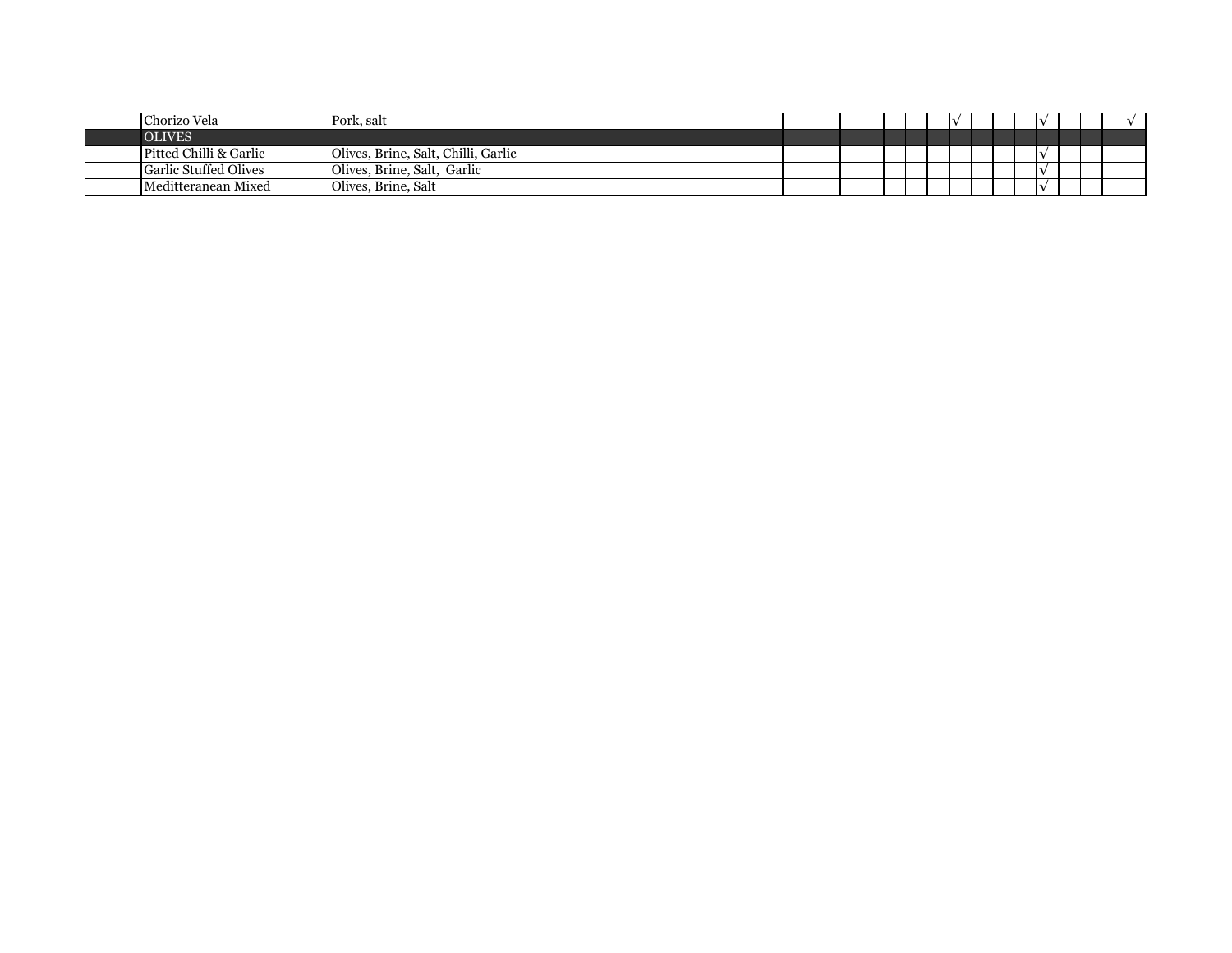| | | | | | | | | | | | | | | | | | |
|---|---|---|---|---|---|---|---|---|---|---|---|---|---|---|---|---|---|
| | Chorizo Vela | Pork, salt | | | | | | | √ | | | | √ | | | | √ |
| | OLIVES | | | | | | | | | | | | | | | | |
| | Pitted Chilli & Garlic | Olives, Brine, Salt, Chilli, Garlic | | | | | | | | | | | √ | | | | |
| | Garlic Stuffed Olives | Olives, Brine, Salt, Garlic | | | | | | | | | | | √ | | | | |
| | Meditteranean Mixed | Olives, Brine, Salt | | | | | | | | | | | √ | | | | |